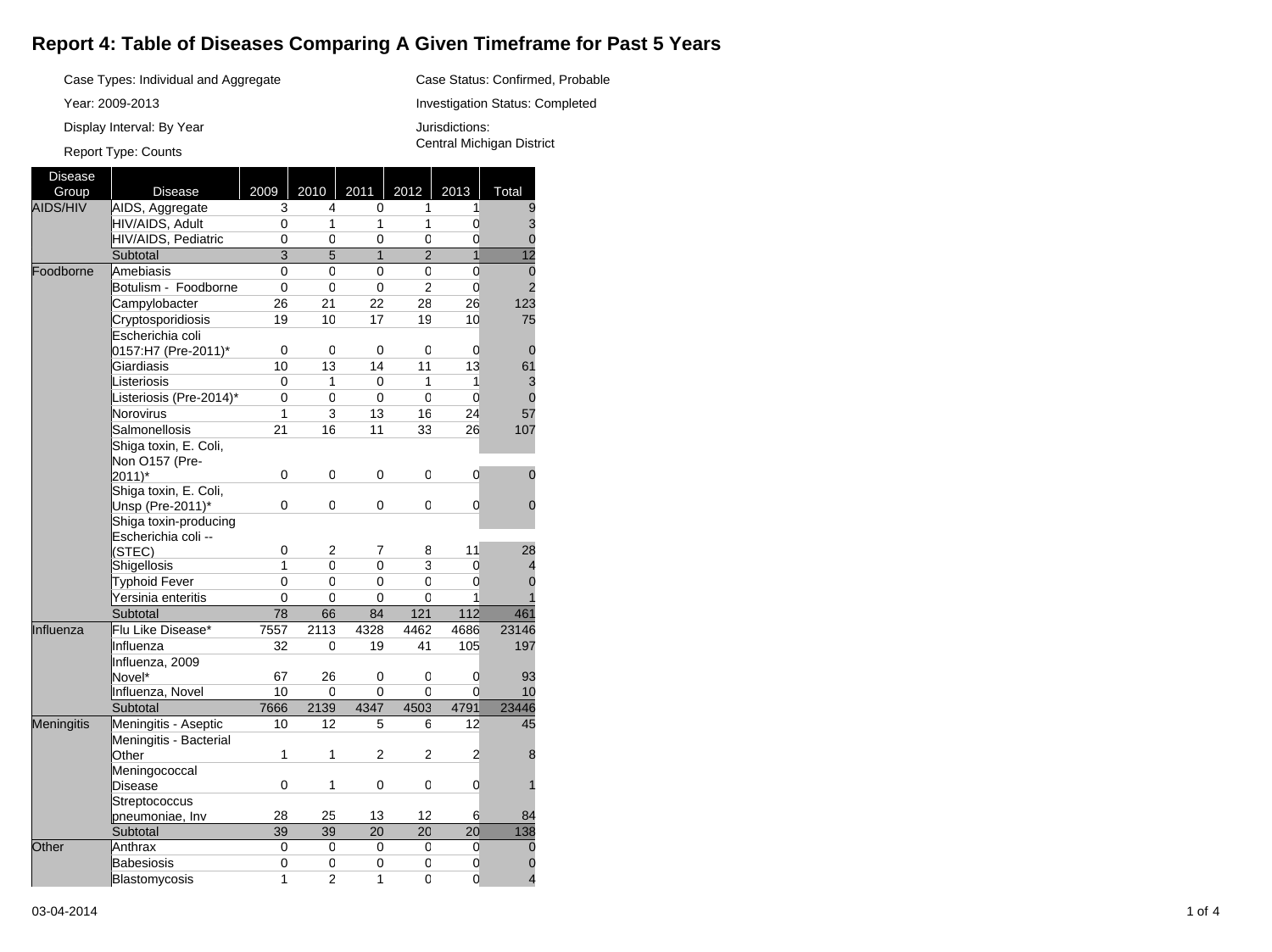# Report 4: Table of Diseases Comparing A Given Timeframe for Past 5 Years

Case Types: Individual and Aggregate

Year: 2009-2013

Display Interval: By Year

Report Type: Counts

Case Status: Confirmed, Probable

Investigation Status: Completed

Jurisdictions:
Central Michigan District

| Disease Group | Disease | 2009 | 2010 | 2011 | 2012 | 2013 | Total |
|---|---|---|---|---|---|---|---|
| AIDS/HIV | AIDS, Aggregate | 3 | 4 | 0 | 1 | 1 | 9 |
| | HIV/AIDS, Adult | 0 | 1 | 1 | 1 | 0 | 3 |
| | HIV/AIDS, Pediatric | 0 | 0 | 0 | 0 | 0 | 0 |
| | Subtotal | 3 | 5 | 1 | 2 | 1 | 12 |
| Foodborne | Amebiasis | 0 | 0 | 0 | 0 | 0 | 0 |
| | Botulism - Foodborne | 0 | 0 | 0 | 2 | 0 | 2 |
| | Campylobacter | 26 | 21 | 22 | 28 | 26 | 123 |
| | Cryptosporidiosis | 19 | 10 | 17 | 19 | 10 | 75 |
| | Escherichia coli 0157:H7 (Pre-2011)* | 0 | 0 | 0 | 0 | 0 | 0 |
| | Giardiasis | 10 | 13 | 14 | 11 | 13 | 61 |
| | Listeriosis | 0 | 1 | 0 | 1 | 1 | 3 |
| | Listeriosis (Pre-2014)* | 0 | 0 | 0 | 0 | 0 | 0 |
| | Norovirus | 1 | 3 | 13 | 16 | 24 | 57 |
| | Salmonellosis | 21 | 16 | 11 | 33 | 26 | 107 |
| | Shiga toxin, E. Coli, Non O157 (Pre-2011)* | 0 | 0 | 0 | 0 | 0 | 0 |
| | Shiga toxin, E. Coli, Unsp (Pre-2011)* | 0 | 0 | 0 | 0 | 0 | 0 |
| | Shiga toxin-producing Escherichia coli -- (STEC) | 0 | 2 | 7 | 8 | 11 | 28 |
| | Shigellosis | 1 | 0 | 0 | 3 | 0 | 4 |
| | Typhoid Fever | 0 | 0 | 0 | 0 | 0 | 0 |
| | Yersinia enteritis | 0 | 0 | 0 | 0 | 1 | 1 |
| | Subtotal | 78 | 66 | 84 | 121 | 112 | 461 |
| Influenza | Flu Like Disease* | 7557 | 2113 | 4328 | 4462 | 4686 | 23146 |
| | Influenza | 32 | 0 | 19 | 41 | 105 | 197 |
| | Influenza, 2009 Novel* | 67 | 26 | 0 | 0 | 0 | 93 |
| | Influenza, Novel | 10 | 0 | 0 | 0 | 0 | 10 |
| | Subtotal | 7666 | 2139 | 4347 | 4503 | 4791 | 23446 |
| Meningitis | Meningitis - Aseptic | 10 | 12 | 5 | 6 | 12 | 45 |
| | Meningitis - Bacterial Other | 1 | 1 | 2 | 2 | 2 | 8 |
| | Meningococcal Disease | 0 | 1 | 0 | 0 | 0 | 1 |
| | Streptococcus pneumoniae, Inv | 28 | 25 | 13 | 12 | 6 | 84 |
| | Subtotal | 39 | 39 | 20 | 20 | 20 | 138 |
| Other | Anthrax | 0 | 0 | 0 | 0 | 0 | 0 |
| | Babesiosis | 0 | 0 | 0 | 0 | 0 | 0 |
| | Blastomycosis | 1 | 2 | 1 | 0 | 0 | 4 |

03-04-2014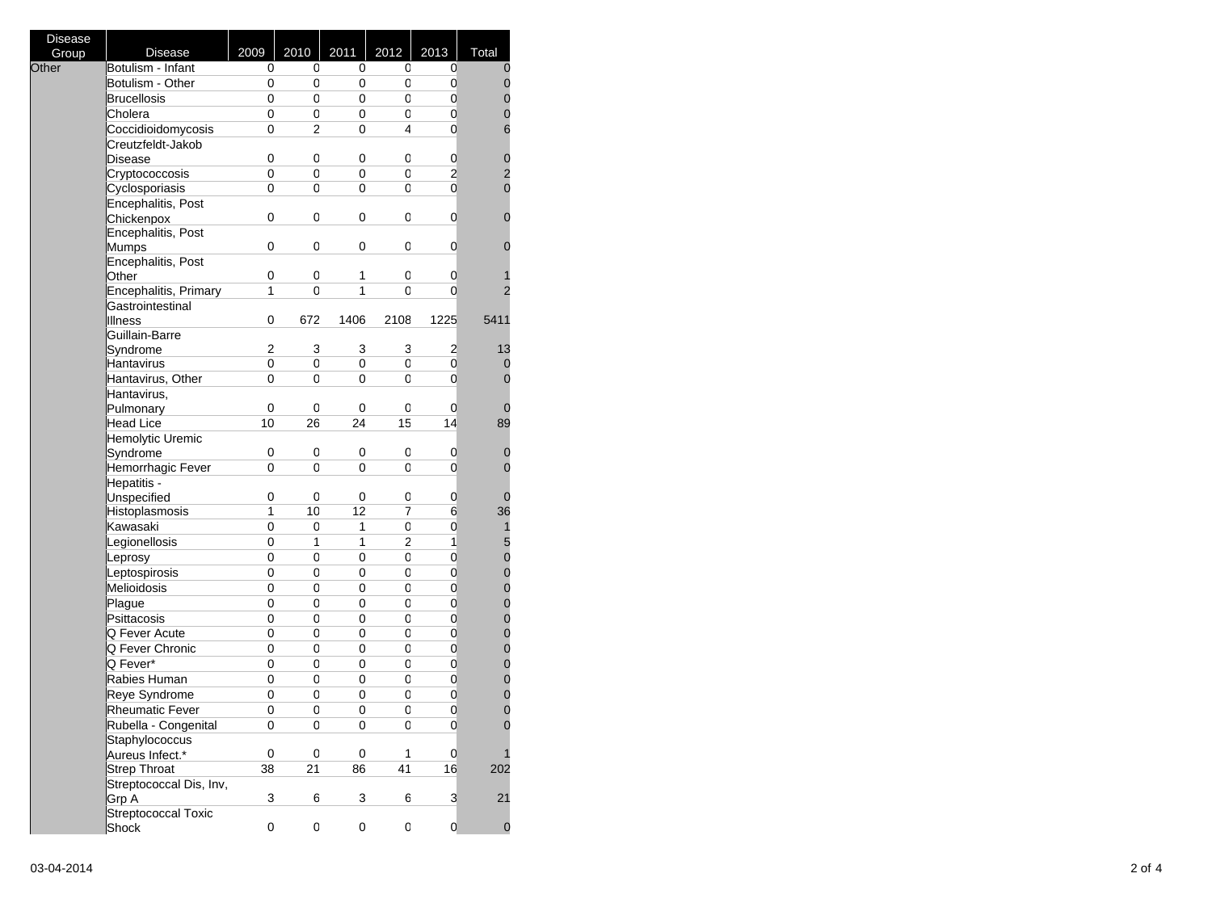| Disease Group | Disease | 2009 | 2010 | 2011 | 2012 | 2013 | Total |
|---|---|---|---|---|---|---|---|
| Other | Botulism - Infant | 0 | 0 | 0 | 0 | 0 | 0 |
| | Botulism - Other | 0 | 0 | 0 | 0 | 0 | 0 |
| | Brucellosis | 0 | 0 | 0 | 0 | 0 | 0 |
| | Cholera | 0 | 0 | 0 | 0 | 0 | 0 |
| | Coccidioidomycosis | 0 | 2 | 0 | 4 | 0 | 6 |
| | Creutzfeldt-Jakob Disease | 0 | 0 | 0 | 0 | 0 | 0 |
| | Cryptococcosis | 0 | 0 | 0 | 0 | 2 | 2 |
| | Cyclosporiasis | 0 | 0 | 0 | 0 | 0 | 0 |
| | Encephalitis, Post Chickenpox | 0 | 0 | 0 | 0 | 0 | 0 |
| | Encephalitis, Post Mumps | 0 | 0 | 0 | 0 | 0 | 0 |
| | Encephalitis, Post Other | 0 | 0 | 1 | 0 | 0 | 1 |
| | Encephalitis, Primary | 1 | 0 | 1 | 0 | 0 | 2 |
| | Gastrointestinal Illness | 0 | 672 | 1406 | 2108 | 1225 | 5411 |
| | Guillain-Barre Syndrome | 2 | 3 | 3 | 3 | 2 | 13 |
| | Hantavirus | 0 | 0 | 0 | 0 | 0 | 0 |
| | Hantavirus, Other | 0 | 0 | 0 | 0 | 0 | 0 |
| | Hantavirus, Pulmonary | 0 | 0 | 0 | 0 | 0 | 0 |
| | Head Lice | 10 | 26 | 24 | 15 | 14 | 89 |
| | Hemolytic Uremic Syndrome | 0 | 0 | 0 | 0 | 0 | 0 |
| | Hemorrhagic Fever | 0 | 0 | 0 | 0 | 0 | 0 |
| | Hepatitis - Unspecified | 0 | 0 | 0 | 0 | 0 | 0 |
| | Histoplasmosis | 1 | 10 | 12 | 7 | 6 | 36 |
| | Kawasaki | 0 | 0 | 1 | 0 | 0 | 1 |
| | Legionellosis | 0 | 1 | 1 | 2 | 1 | 5 |
| | Leprosy | 0 | 0 | 0 | 0 | 0 | 0 |
| | Leptospirosis | 0 | 0 | 0 | 0 | 0 | 0 |
| | Melioidosis | 0 | 0 | 0 | 0 | 0 | 0 |
| | Plague | 0 | 0 | 0 | 0 | 0 | 0 |
| | Psittacosis | 0 | 0 | 0 | 0 | 0 | 0 |
| | Q Fever Acute | 0 | 0 | 0 | 0 | 0 | 0 |
| | Q Fever Chronic | 0 | 0 | 0 | 0 | 0 | 0 |
| | Q Fever* | 0 | 0 | 0 | 0 | 0 | 0 |
| | Rabies Human | 0 | 0 | 0 | 0 | 0 | 0 |
| | Reye Syndrome | 0 | 0 | 0 | 0 | 0 | 0 |
| | Rheumatic Fever | 0 | 0 | 0 | 0 | 0 | 0 |
| | Rubella - Congenital | 0 | 0 | 0 | 0 | 0 | 0 |
| | Staphylococcus Aureus Infect.* | 0 | 0 | 0 | 1 | 0 | 1 |
| | Strep Throat | 38 | 21 | 86 | 41 | 16 | 202 |
| | Streptococcal Dis, Inv, Grp A | 3 | 6 | 3 | 6 | 3 | 21 |
| | Streptococcal Toxic Shock | 0 | 0 | 0 | 0 | 0 | 0 |

03-04-2014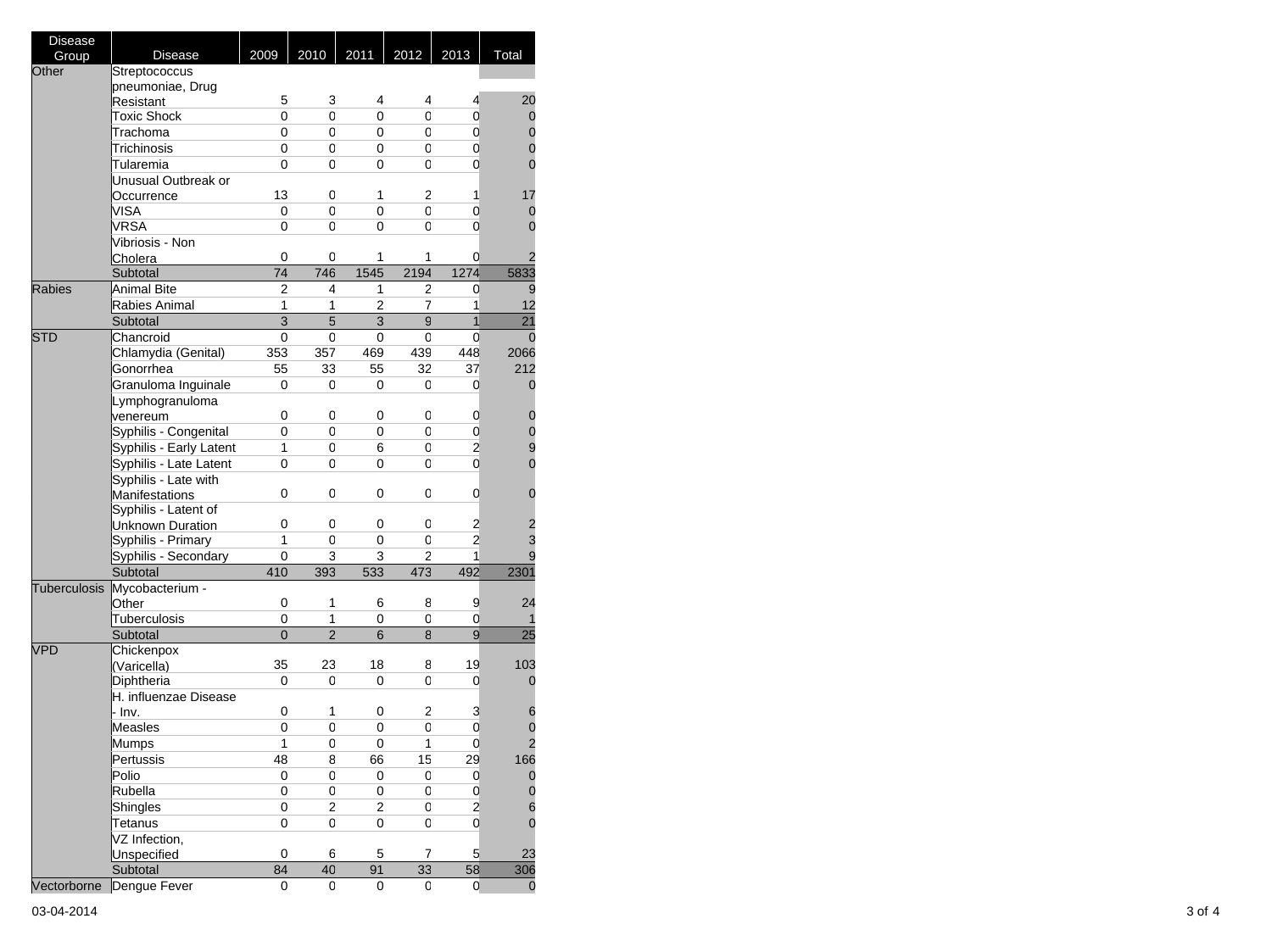| Disease Group | Disease | 2009 | 2010 | 2011 | 2012 | 2013 | Total |
|---|---|---|---|---|---|---|---|
| Other | Streptococcus pneumoniae, Drug Resistant | 5 | 3 | 4 | 4 | 4 | 20 |
| | Toxic Shock | 0 | 0 | 0 | 0 | 0 | 0 |
| | Trachoma | 0 | 0 | 0 | 0 | 0 | 0 |
| | Trichinosis | 0 | 0 | 0 | 0 | 0 | 0 |
| | Tularemia | 0 | 0 | 0 | 0 | 0 | 0 |
| | Unusual Outbreak or Occurrence | 13 | 0 | 1 | 2 | 1 | 17 |
| | VISA | 0 | 0 | 0 | 0 | 0 | 0 |
| | VRSA | 0 | 0 | 0 | 0 | 0 | 0 |
| | Vibriosis - Non Cholera | 0 | 0 | 1 | 1 | 0 | 2 |
| | Subtotal | 74 | 746 | 1545 | 2194 | 1274 | 5833 |
| Rabies | Animal Bite | 2 | 4 | 1 | 2 | 0 | 9 |
| | Rabies Animal | 1 | 1 | 2 | 7 | 1 | 12 |
| | Subtotal | 3 | 5 | 3 | 9 | 1 | 21 |
| STD | Chancroid | 0 | 0 | 0 | 0 | 0 | 0 |
| | Chlamydia (Genital) | 353 | 357 | 469 | 439 | 448 | 2066 |
| | Gonorrhea | 55 | 33 | 55 | 32 | 37 | 212 |
| | Granuloma Inguinale | 0 | 0 | 0 | 0 | 0 | 0 |
| | Lymphogranuloma venereum | 0 | 0 | 0 | 0 | 0 | 0 |
| | Syphilis - Congenital | 0 | 0 | 0 | 0 | 0 | 0 |
| | Syphilis - Early Latent | 1 | 0 | 6 | 0 | 2 | 9 |
| | Syphilis - Late Latent | 0 | 0 | 0 | 0 | 0 | 0 |
| | Syphilis - Late with Manifestations | 0 | 0 | 0 | 0 | 0 | 0 |
| | Syphilis - Latent of Unknown Duration | 0 | 0 | 0 | 0 | 2 | 2 |
| | Syphilis - Primary | 1 | 0 | 0 | 0 | 2 | 3 |
| | Syphilis - Secondary | 0 | 3 | 3 | 2 | 1 | 9 |
| | Subtotal | 410 | 393 | 533 | 473 | 492 | 2301 |
| Tuberculosis | Mycobacterium - Other | 0 | 1 | 6 | 8 | 9 | 24 |
| | Tuberculosis | 0 | 1 | 0 | 0 | 0 | 1 |
| | Subtotal | 0 | 2 | 6 | 8 | 9 | 25 |
| VPD | Chickenpox (Varicella) | 35 | 23 | 18 | 8 | 19 | 103 |
| | Diphtheria | 0 | 0 | 0 | 0 | 0 | 0 |
| | H. influenzae Disease - Inv. | 0 | 1 | 0 | 2 | 3 | 6 |
| | Measles | 0 | 0 | 0 | 0 | 0 | 0 |
| | Mumps | 1 | 0 | 0 | 1 | 0 | 2 |
| | Pertussis | 48 | 8 | 66 | 15 | 29 | 166 |
| | Polio | 0 | 0 | 0 | 0 | 0 | 0 |
| | Rubella | 0 | 0 | 0 | 0 | 0 | 0 |
| | Shingles | 0 | 2 | 2 | 0 | 2 | 6 |
| | Tetanus | 0 | 0 | 0 | 0 | 0 | 0 |
| | VZ Infection, Unspecified | 0 | 6 | 5 | 7 | 5 | 23 |
| | Subtotal | 84 | 40 | 91 | 33 | 58 | 306 |
| Vectorborne | Dengue Fever | 0 | 0 | 0 | 0 | 0 | 0 |

03-04-2014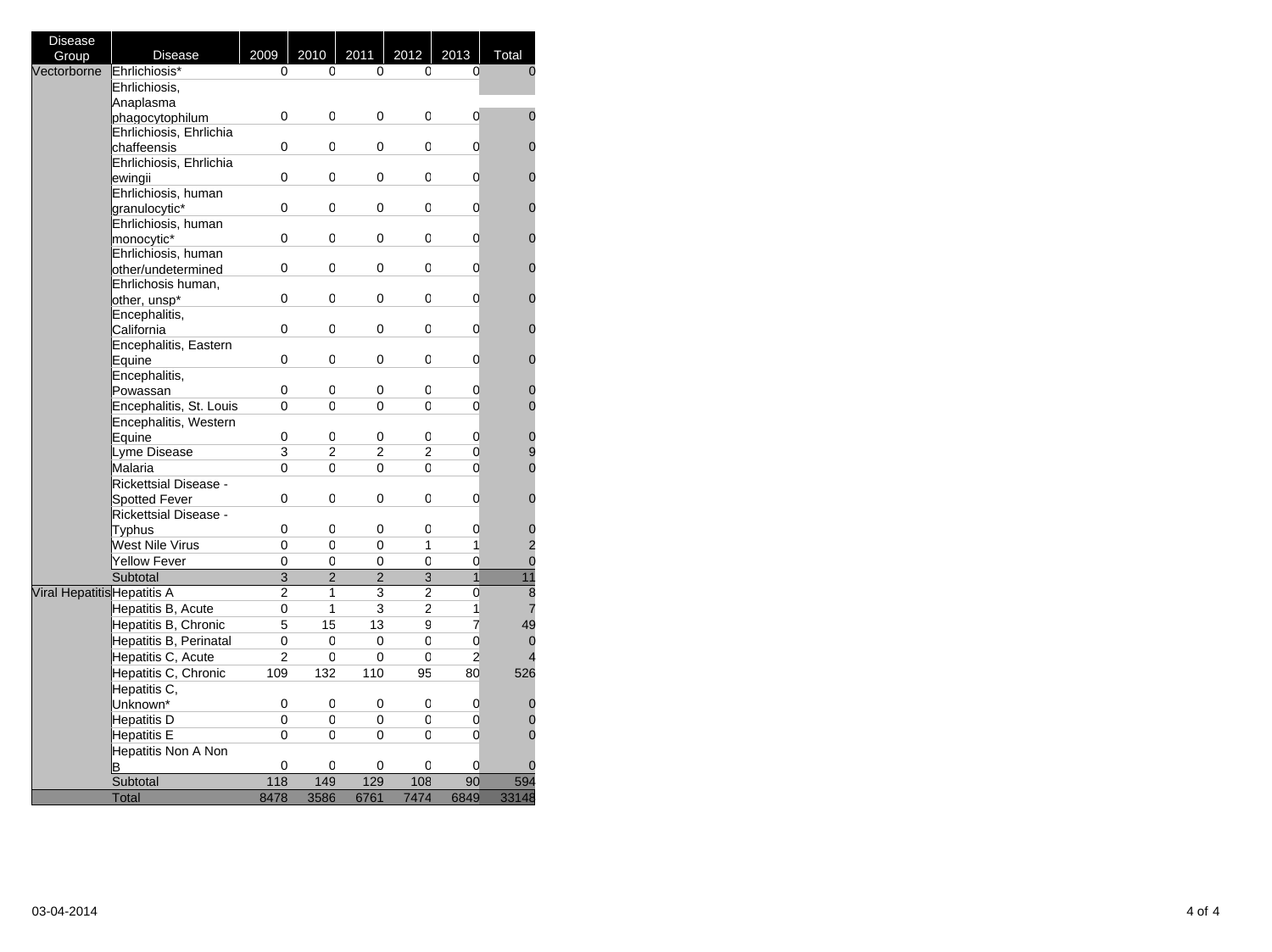| Disease Group | Disease | 2009 | 2010 | 2011 | 2012 | 2013 | Total |
|---|---|---|---|---|---|---|---|
| Vectorborne | Ehrlichiosis* | 0 | 0 | 0 | 0 | 0 | 0 |
| | Ehrlichiosis, Anaplasma phagocytophilum | 0 | 0 | 0 | 0 | 0 | 0 |
| | Ehrlichiosis, Ehrlichia chaffeensis | 0 | 0 | 0 | 0 | 0 | 0 |
| | Ehrlichiosis, Ehrlichia ewingii | 0 | 0 | 0 | 0 | 0 | 0 |
| | Ehrlichiosis, human granulocytic* | 0 | 0 | 0 | 0 | 0 | 0 |
| | Ehrlichiosis, human monocytic* | 0 | 0 | 0 | 0 | 0 | 0 |
| | Ehrlichiosis, human other/undetermined | 0 | 0 | 0 | 0 | 0 | 0 |
| | Ehrlichosis human, other, unsp* | 0 | 0 | 0 | 0 | 0 | 0 |
| | Encephalitis, California | 0 | 0 | 0 | 0 | 0 | 0 |
| | Encephalitis, Eastern Equine | 0 | 0 | 0 | 0 | 0 | 0 |
| | Encephalitis, Powassan | 0 | 0 | 0 | 0 | 0 | 0 |
| | Encephalitis, St. Louis | 0 | 0 | 0 | 0 | 0 | 0 |
| | Encephalitis, Western Equine | 0 | 0 | 0 | 0 | 0 | 0 |
| | Lyme Disease | 3 | 2 | 2 | 2 | 0 | 9 |
| | Malaria | 0 | 0 | 0 | 0 | 0 | 0 |
| | Rickettsial Disease - Spotted Fever | 0 | 0 | 0 | 0 | 0 | 0 |
| | Rickettsial Disease - Typhus | 0 | 0 | 0 | 0 | 0 | 0 |
| | West Nile Virus | 0 | 0 | 0 | 1 | 1 | 2 |
| | Yellow Fever | 0 | 0 | 0 | 0 | 0 | 0 |
| | Subtotal | 3 | 2 | 2 | 3 | 1 | 11 |
| Viral Hepatitis | Hepatitis A | 2 | 1 | 3 | 2 | 0 | 8 |
| | Hepatitis B, Acute | 0 | 1 | 3 | 2 | 1 | 7 |
| | Hepatitis B, Chronic | 5 | 15 | 13 | 9 | 7 | 49 |
| | Hepatitis B, Perinatal | 0 | 0 | 0 | 0 | 0 | 0 |
| | Hepatitis C, Acute | 2 | 0 | 0 | 0 | 2 | 4 |
| | Hepatitis C, Chronic | 109 | 132 | 110 | 95 | 80 | 526 |
| | Hepatitis C, Unknown* | 0 | 0 | 0 | 0 | 0 | 0 |
| | Hepatitis D | 0 | 0 | 0 | 0 | 0 | 0 |
| | Hepatitis E | 0 | 0 | 0 | 0 | 0 | 0 |
| | Hepatitis Non A Non B | 0 | 0 | 0 | 0 | 0 | 0 |
| | Subtotal | 118 | 149 | 129 | 108 | 90 | 594 |
| | Total | 8478 | 3586 | 6761 | 7474 | 6849 | 33148 |

03-04-2014